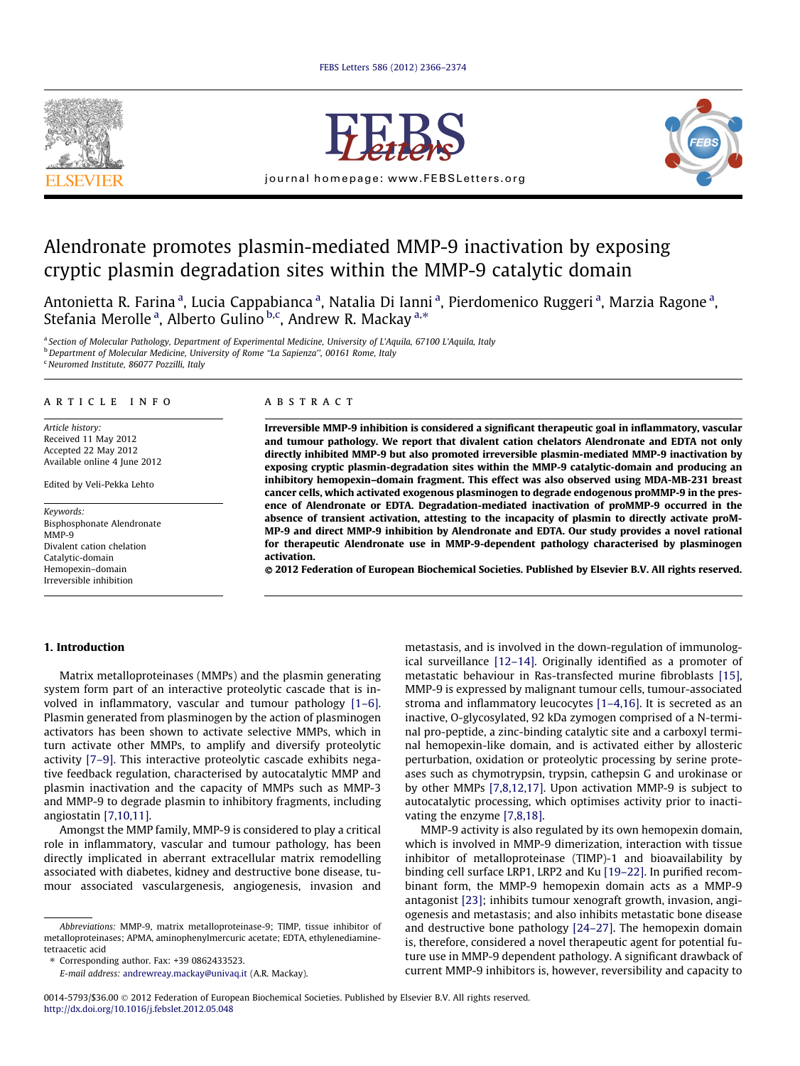# Alendronate promotes plasmin-mediated MMP-9 inactivation by exposing cryptic plasmin degradation sites within the MMP-9 catalytic domain

Antonietta R. Farina [a], Lucia Cappabianca [a], Natalia Di Ianni [a], Pierdomenico Ruggeri [a], Marzia Ragone [a], Stefania Merolle [a], Alberto Gulino [b,c], Andrew R. Mackay [a,*]

[a] Section of Molecular Pathology, Department of Experimental Medicine, University of L'Aquila, 67100 L'Aquila, Italy
[b] Department of Molecular Medicine, University of Rome "La Sapienza", 00161 Rome, Italy
[c] Neuromed Institute, 86077 Pozzilli, Italy

## ARTICLE INFO

*Article history:*
Received 11 May 2012
Accepted 22 May 2012
Available online 4 June 2012

Edited by Veli-Pekka Lehto

*Keywords:*
Bisphosphonate Alendronate
MMP-9
Divalent cation chelation
Catalytic-domain
Hemopexin–domain
Irreversible inhibition

## ABSTRACT

**Irreversible MMP-9 inhibition is considered a significant therapeutic goal in inflammatory, vascular and tumour pathology. We report that divalent cation chelators Alendronate and EDTA not only directly inhibited MMP-9 but also promoted irreversible plasmin-mediated MMP-9 inactivation by exposing cryptic plasmin-degradation sites within the MMP-9 catalytic-domain and producing an inhibitory hemopexin–domain fragment. This effect was also observed using MDA-MB-231 breast cancer cells, which activated exogenous plasminogen to degrade endogenous proMMP-9 in the presence of Alendronate or EDTA. Degradation-mediated inactivation of proMMP-9 occurred in the absence of transient activation, attesting to the incapacity of plasmin to directly activate proMMP-9 and direct MMP-9 inhibition by Alendronate and EDTA. Our study provides a novel rational for therapeutic Alendronate use in MMP-9-dependent pathology characterised by plasminogen activation.**

**© 2012 Federation of European Biochemical Societies. Published by Elsevier B.V. All rights reserved.**

## 1. Introduction

Matrix metalloproteinases (MMPs) and the plasmin generating system form part of an interactive proteolytic cascade that is involved in inflammatory, vascular and tumour pathology [1–6]. Plasmin generated from plasminogen by the action of plasminogen activators has been shown to activate selective MMPs, which in turn activate other MMPs, to amplify and diversify proteolytic activity [7–9]. This interactive proteolytic cascade exhibits negative feedback regulation, characterised by autocatalytic MMP and plasmin inactivation and the capacity of MMPs such as MMP-3 and MMP-9 to degrade plasmin to inhibitory fragments, including angiostatin [7,10,11].

Amongst the MMP family, MMP-9 is considered to play a critical role in inflammatory, vascular and tumour pathology, has been directly implicated in aberrant extracellular matrix remodelling associated with diabetes, kidney and destructive bone disease, tumour associated vasculargenesis, angiogenesis, invasion and metastasis, and is involved in the down-regulation of immunological surveillance [12–14]. Originally identified as a promoter of metastatic behaviour in Ras-transfected murine fibroblasts [15], MMP-9 is expressed by malignant tumour cells, tumour-associated stroma and inflammatory leucocytes [1–4,16]. It is secreted as an inactive, O-glycosylated, 92 kDa zymogen comprised of a N-terminal pro-peptide, a zinc-binding catalytic site and a carboxyl terminal hemopexin-like domain, and is activated either by allosteric perturbation, oxidation or proteolytic processing by serine proteases such as chymotrypsin, trypsin, cathepsin G and urokinase or by other MMPs [7,8,12,17]. Upon activation MMP-9 is subject to autocatalytic processing, which optimises activity prior to inactivating the enzyme [7,8,18].

MMP-9 activity is also regulated by its own hemopexin domain, which is involved in MMP-9 dimerization, interaction with tissue inhibitor of metalloproteinase (TIMP)-1 and bioavailability by binding cell surface LRP1, LRP2 and Ku [19–22]. In purified recombinant form, the MMP-9 hemopexin domain acts as a MMP-9 antagonist [23]; inhibits tumour xenograft growth, invasion, angiogenesis and metastasis; and also inhibits metastatic bone disease and destructive bone pathology [24–27]. The hemopexin domain is, therefore, considered a novel therapeutic agent for potential future use in MMP-9 dependent pathology. A significant drawback of current MMP-9 inhibitors is, however, reversibility and capacity to

*Abbreviations:* MMP-9, matrix metalloproteinase-9; TIMP, tissue inhibitor of metalloproteinases; APMA, aminophenylmercuric acetate; EDTA, ethylenediaminetetraacetic acid

\* Corresponding author. Fax: +39 0862433523.
*E-mail address:* andrewreay.mackay@univaq.it (A.R. Mackay).

0014-5793/$36.00 © 2012 Federation of European Biochemical Societies. Published by Elsevier B.V. All rights reserved.
http://dx.doi.org/10.1016/j.febslet.2012.05.048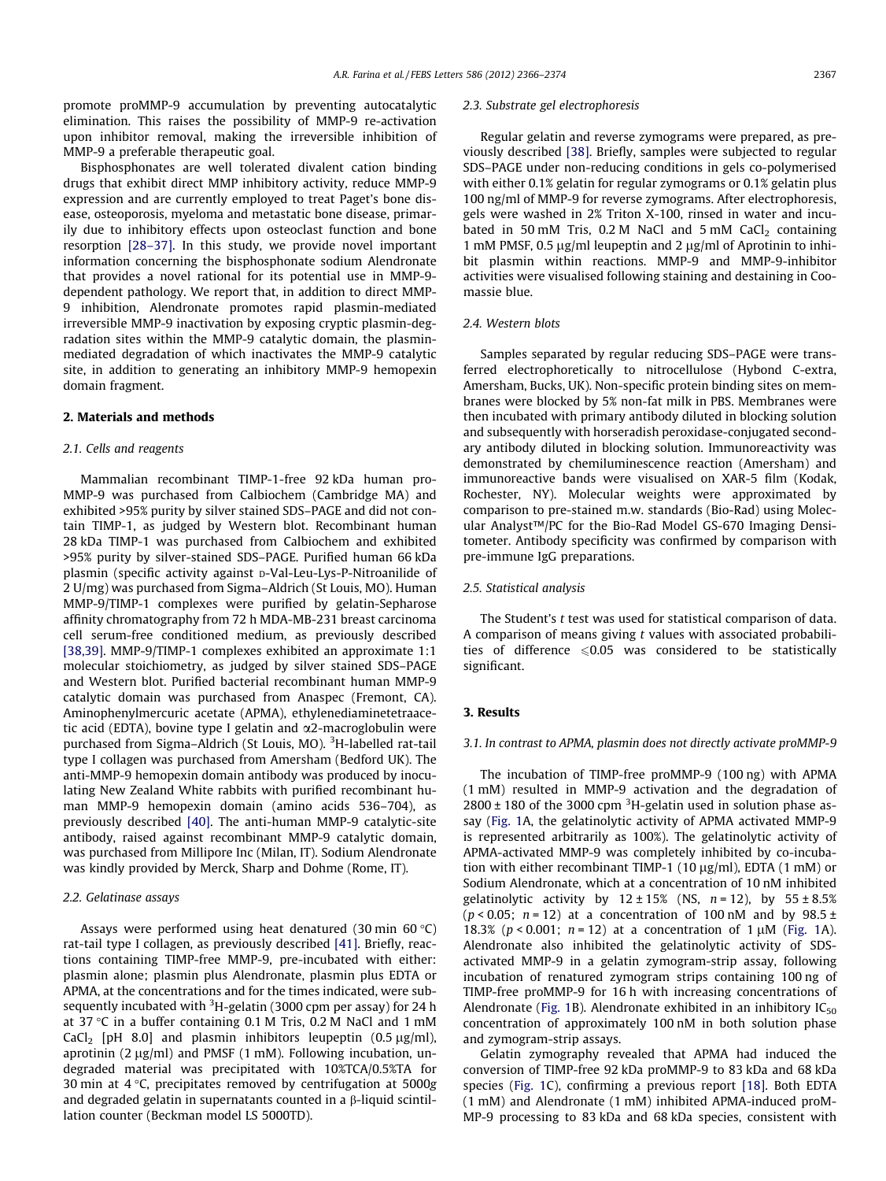promote proMMP-9 accumulation by preventing autocatalytic elimination. This raises the possibility of MMP-9 re-activation upon inhibitor removal, making the irreversible inhibition of MMP-9 a preferable therapeutic goal.

Bisphosphonates are well tolerated divalent cation binding drugs that exhibit direct MMP inhibitory activity, reduce MMP-9 expression and are currently employed to treat Paget's bone disease, osteoporosis, myeloma and metastatic bone disease, primarily due to inhibitory effects upon osteoclast function and bone resorption [28–37]. In this study, we provide novel important information concerning the bisphosphonate sodium Alendronate that provides a novel rational for its potential use in MMP-9-dependent pathology. We report that, in addition to direct MMP-9 inhibition, Alendronate promotes rapid plasmin-mediated irreversible MMP-9 inactivation by exposing cryptic plasmin-degradation sites within the MMP-9 catalytic domain, the plasmin-mediated degradation of which inactivates the MMP-9 catalytic site, in addition to generating an inhibitory MMP-9 hemopexin domain fragment.

## 2. Materials and methods

### 2.1. Cells and reagents

Mammalian recombinant TIMP-1-free 92 kDa human proMMP-9 was purchased from Calbiochem (Cambridge MA) and exhibited >95% purity by silver stained SDS–PAGE and did not contain TIMP-1, as judged by Western blot. Recombinant human 28 kDa TIMP-1 was purchased from Calbiochem and exhibited >95% purity by silver-stained SDS–PAGE. Purified human 66 kDa plasmin (specific activity against D-Val-Leu-Lys-P-Nitroanilide of 2 U/mg) was purchased from Sigma–Aldrich (St Louis, MO). Human MMP-9/TIMP-1 complexes were purified by gelatin-Sepharose affinity chromatography from 72 h MDA-MB-231 breast carcinoma cell serum-free conditioned medium, as previously described [38,39]. MMP-9/TIMP-1 complexes exhibited an approximate 1:1 molecular stoichiometry, as judged by silver stained SDS–PAGE and Western blot. Purified bacterial recombinant human MMP-9 catalytic domain was purchased from Anaspec (Fremont, CA). Aminophenylmercuric acetate (APMA), ethylenediaminetetraacetic acid (EDTA), bovine type I gelatin and α2-macroglobulin were purchased from Sigma–Aldrich (St Louis, MO). $^3$H-labelled rat-tail type I collagen was purchased from Amersham (Bedford UK). The anti-MMP-9 hemopexin domain antibody was produced by inoculating New Zealand White rabbits with purified recombinant human MMP-9 hemopexin domain (amino acids 536–704), as previously described [40]. The anti-human MMP-9 catalytic-site antibody, raised against recombinant MMP-9 catalytic domain, was purchased from Millipore Inc (Milan, IT). Sodium Alendronate was kindly provided by Merck, Sharp and Dohme (Rome, IT).

### 2.2. Gelatinase assays

Assays were performed using heat denatured (30 min 60 °C) rat-tail type I collagen, as previously described [41]. Briefly, reactions containing TIMP-free MMP-9, pre-incubated with either: plasmin alone; plasmin plus Alendronate, plasmin plus EDTA or APMA, at the concentrations and for the times indicated, were subsequently incubated with $^3$H-gelatin (3000 cpm per assay) for 24 h at 37 °C in a buffer containing 0.1 M Tris, 0.2 M NaCl and 1 mM $CaCl_2$ [pH 8.0] and plasmin inhibitors leupeptin (0.5 μg/ml), aprotinin (2 μg/ml) and PMSF (1 mM). Following incubation, undegraded material was precipitated with 10%TCA/0.5%TA for 30 min at 4 °C, precipitates removed by centrifugation at 5000g and degraded gelatin in supernatants counted in a β-liquid scintillation counter (Beckman model LS 5000TD).

### 2.3. Substrate gel electrophoresis

Regular gelatin and reverse zymograms were prepared, as previously described [38]. Briefly, samples were subjected to regular SDS–PAGE under non-reducing conditions in gels co-polymerised with either 0.1% gelatin for regular zymograms or 0.1% gelatin plus 100 ng/ml of MMP-9 for reverse zymograms. After electrophoresis, gels were washed in 2% Triton X-100, rinsed in water and incubated in 50 mM Tris, 0.2 M NaCl and 5 mM $CaCl_2$ containing 1 mM PMSF, 0.5 μg/ml leupeptin and 2 μg/ml of Aprotinin to inhibit plasmin within reactions. MMP-9 and MMP-9-inhibitor activities were visualised following staining and destaining in Coomassie blue.

### 2.4. Western blots

Samples separated by regular reducing SDS–PAGE were transferred electrophoretically to nitrocellulose (Hybond C-extra, Amersham, Bucks, UK). Non-specific protein binding sites on membranes were blocked by 5% non-fat milk in PBS. Membranes were then incubated with primary antibody diluted in blocking solution and subsequently with horseradish peroxidase-conjugated secondary antibody diluted in blocking solution. Immunoreactivity was demonstrated by chemiluminescence reaction (Amersham) and immunoreactive bands were visualised on XAR-5 film (Kodak, Rochester, NY). Molecular weights were approximated by comparison to pre-stained m.w. standards (Bio-Rad) using Molecular Analyst™/PC for the Bio-Rad Model GS-670 Imaging Densitometer. Antibody specificity was confirmed by comparison with pre-immune IgG preparations.

### 2.5. Statistical analysis

The Student's *t* test was used for statistical comparison of data. A comparison of means giving *t* values with associated probabilities of difference $\leqslant 0.05$ was considered to be statistically significant.

## 3. Results

### 3.1. In contrast to APMA, plasmin does not directly activate proMMP-9

The incubation of TIMP-free proMMP-9 (100 ng) with APMA (1 mM) resulted in MMP-9 activation and the degradation of 2800 ± 180 of the 3000 cpm $^3$H-gelatin used in solution phase assay (Fig. 1A, the gelatinolytic activity of APMA activated MMP-9 is represented arbitrarily as 100%). The gelatinolytic activity of APMA-activated MMP-9 was completely inhibited by co-incubation with either recombinant TIMP-1 (10 μg/ml), EDTA (1 mM) or Sodium Alendronate, which at a concentration of 10 nM inhibited gelatinolytic activity by 12 ± 15% (NS, $n = 12$), by 55 ± 8.5% ($p < 0.05$; $n = 12$) at a concentration of 100 nM and by 98.5 ± 18.3% ($p < 0.001$; $n = 12$) at a concentration of 1 μM (Fig. 1A). Alendronate also inhibited the gelatinolytic activity of SDS-activated MMP-9 in a gelatin zymogram-strip assay, following incubation of renatured zymogram strips containing 100 ng of TIMP-free proMMP-9 for 16 h with increasing concentrations of Alendronate (Fig. 1B). Alendronate exhibited in an inhibitory $IC_{50}$ concentration of approximately 100 nM in both solution phase and zymogram-strip assays.

Gelatin zymography revealed that APMA had induced the conversion of TIMP-free 92 kDa proMMP-9 to 83 kDa and 68 kDa species (Fig. 1C), confirming a previous report [18]. Both EDTA (1 mM) and Alendronate (1 mM) inhibited APMA-induced proMMP-9 processing to 83 kDa and 68 kDa species, consistent with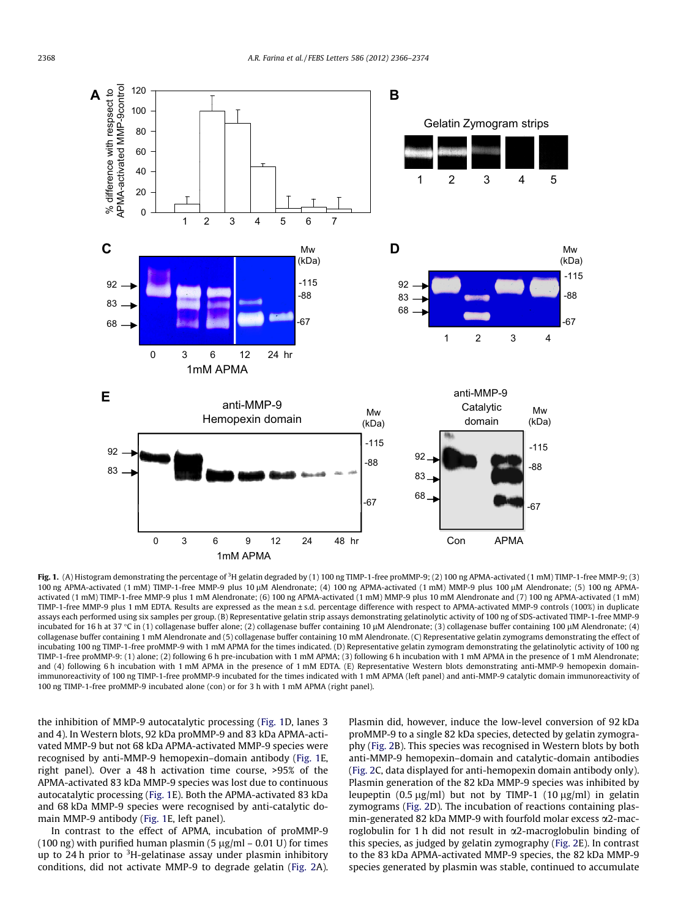**Fig. 1.** (A) Histogram demonstrating the percentage of $^3$H gelatin degraded by (1) 100 ng TIMP-1-free proMMP-9; (2) 100 ng APMA-activated (1 mM) TIMP-1-free MMP-9; (3) 100 ng APMA-activated (1 mM) TIMP-1-free MMP-9 plus 10 μM Alendronate; (4) 100 ng APMA-activated (1 mM) MMP-9 plus 100 μM Alendronate; (5) 100 ng APMA-activated (1 mM) TIMP-1-free MMP-9 plus 1 mM Alendronate; (6) 100 ng APMA-activated (1 mM) MMP-9 plus 10 mM Alendronate and (7) 100 ng APMA-activated (1 mM) TIMP-1-free MMP-9 plus 1 mM EDTA. Results are expressed as the mean ± s.d. percentage difference with respect to APMA-activated MMP-9 controls (100%) in duplicate assays each performed using six samples per group. (B) Representative gelatin strip assays demonstrating gelatinolytic activity of 100 ng of SDS-activated TIMP-1-free MMP-9 incubated for 16 h at 37 °C in (1) collagenase buffer alone; (2) collagenase buffer containing 10 μM Alendronate; (3) collagenase buffer containing 100 μM Alendronate; (4) collagenase buffer containing 1 mM Alendronate and (5) collagenase buffer containing 10 mM Alendronate. (C) Representative gelatin zymograms demonstrating the effect of incubating 100 ng TIMP-1-free proMMP-9 with 1 mM APMA for the times indicated. (D) Representative gelatin zymogram demonstrating the gelatinolytic activity of 100 ng TIMP-1-free proMMP-9: (1) alone; (2) following 6 h pre-incubation with 1 mM APMA; (3) following 6 h incubation with 1 mM APMA in the presence of 1 mM Alendronate; and (4) following 6 h incubation with 1 mM APMA in the presence of 1 mM EDTA. (E) Representative Western blots demonstrating anti-MMP-9 hemopexin domain-immunoreactivity of 100 ng TIMP-1-free proMMP-9 incubated for the times indicated with 1 mM APMA (left panel) and anti-MMP-9 catalytic domain immunoreactivity of 100 ng TIMP-1-free proMMP-9 incubated alone (con) or for 3 h with 1 mM APMA (right panel).

the inhibition of MMP-9 autocatalytic processing (Fig. 1D, lanes 3 and 4). In Western blots, 92 kDa proMMP-9 and 83 kDa APMA-activated MMP-9 but not 68 kDa APMA-activated MMP-9 species were recognised by anti-MMP-9 hemopexin–domain antibody (Fig. 1E, right panel). Over a 48 h activation time course, >95% of the APMA-activated 83 kDa MMP-9 species was lost due to continuous autocatalytic processing (Fig. 1E). Both the APMA-activated 83 kDa and 68 kDa MMP-9 species were recognised by anti-catalytic domain MMP-9 antibody (Fig. 1E, left panel).

In contrast to the effect of APMA, incubation of proMMP-9 (100 ng) with purified human plasmin (5 μg/ml – 0.01 U) for times up to 24 h prior to $^3$H-gelatinase assay under plasmin inhibitory conditions, did not activate MMP-9 to degrade gelatin (Fig. 2A). Plasmin did, however, induce the low-level conversion of 92 kDa proMMP-9 to a single 82 kDa species, detected by gelatin zymography (Fig. 2B). This species was recognised in Western blots by both anti-MMP-9 hemopexin–domain and catalytic-domain antibodies (Fig. 2C, data displayed for anti-hemopexin domain antibody only). Plasmin generation of the 82 kDa MMP-9 species was inhibited by leupeptin (0.5 μg/ml) but not by TIMP-1 (10 μg/ml) in gelatin zymograms (Fig. 2D). The incubation of reactions containing plasmin-generated 82 kDa MMP-9 with fourfold molar excess α2-macroglobulin for 1 h did not result in α2-macroglobulin binding of this species, as judged by gelatin zymography (Fig. 2E). In contrast to the 83 kDa APMA-activated MMP-9 species, the 82 kDa MMP-9 species generated by plasmin was stable, continued to accumulate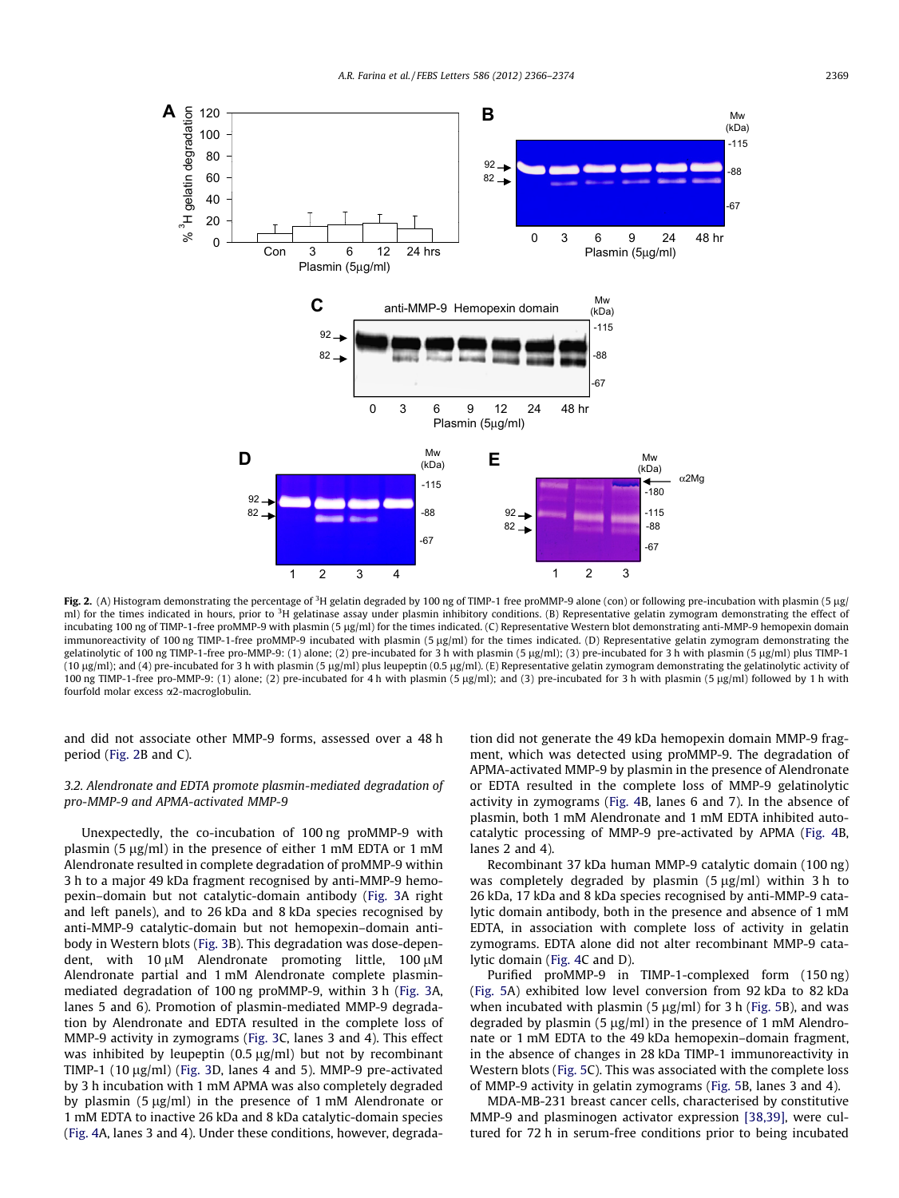**Fig. 2.** (A) Histogram demonstrating the percentage of $^3$H gelatin degraded by 100 ng of TIMP-1 free proMMP-9 alone (con) or following pre-incubation with plasmin (5 μg/ml) for the times indicated in hours, prior to $^3$H gelatinase assay under plasmin inhibitory conditions. (B) Representative gelatin zymogram demonstrating the effect of incubating 100 ng of TIMP-1-free proMMP-9 with plasmin (5 μg/ml) for the times indicated. (C) Representative Western blot demonstrating anti-MMP-9 hemopexin domain immunoreactivity of 100 ng TIMP-1-free proMMP-9 incubated with plasmin (5 μg/ml) for the times indicated. (D) Representative gelatin zymogram demonstrating the gelatinolytic of 100 ng TIMP-1-free pro-MMP-9: (1) alone; (2) pre-incubated for 3 h with plasmin (5 μg/ml); (3) pre-incubated for 3 h with plasmin (5 μg/ml) plus TIMP-1 (10 μg/ml); and (4) pre-incubated for 3 h with plasmin (5 μg/ml) plus leupeptin (0.5 μg/ml). (E) Representative gelatin zymogram demonstrating the gelatinolytic activity of 100 ng TIMP-1-free pro-MMP-9: (1) alone; (2) pre-incubated for 4 h with plasmin (5 μg/ml); and (3) pre-incubated for 3 h with plasmin (5 μg/ml) followed by 1 h with fourfold molar excess α2-macroglobulin.

and did not associate other MMP-9 forms, assessed over a 48 h period (Fig. 2B and C).

### 3.2. Alendronate and EDTA promote plasmin-mediated degradation of pro-MMP-9 and APMA-activated MMP-9

Unexpectedly, the co-incubation of 100 ng proMMP-9 with plasmin (5 μg/ml) in the presence of either 1 mM EDTA or 1 mM Alendronate resulted in complete degradation of proMMP-9 within 3 h to a major 49 kDa fragment recognised by anti-MMP-9 hemopexin–domain but not catalytic-domain antibody (Fig. 3A right and left panels), and to 26 kDa and 8 kDa species recognised by anti-MMP-9 catalytic-domain but not hemopexin–domain antibody in Western blots (Fig. 3B). This degradation was dose-dependent, with 10 μM Alendronate promoting little, 100 μM Alendronate partial and 1 mM Alendronate complete plasmin-mediated degradation of 100 ng proMMP-9, within 3 h (Fig. 3A, lanes 5 and 6). Promotion of plasmin-mediated MMP-9 degradation by Alendronate and EDTA resulted in the complete loss of MMP-9 activity in zymograms (Fig. 3C, lanes 3 and 4). This effect was inhibited by leupeptin (0.5 μg/ml) but not by recombinant TIMP-1 (10 μg/ml) (Fig. 3D, lanes 4 and 5). MMP-9 pre-activated by 3 h incubation with 1 mM APMA was also completely degraded by plasmin (5 μg/ml) in the presence of 1 mM Alendronate or 1 mM EDTA to inactive 26 kDa and 8 kDa catalytic-domain species (Fig. 4A, lanes 3 and 4). Under these conditions, however, degradation did not generate the 49 kDa hemopexin domain MMP-9 fragment, which was detected using proMMP-9. The degradation of APMA-activated MMP-9 by plasmin in the presence of Alendronate or EDTA resulted in the complete loss of MMP-9 gelatinolytic activity in zymograms (Fig. 4B, lanes 6 and 7). In the absence of plasmin, both 1 mM Alendronate and 1 mM EDTA inhibited autocatalytic processing of MMP-9 pre-activated by APMA (Fig. 4B, lanes 2 and 4).

Recombinant 37 kDa human MMP-9 catalytic domain (100 ng) was completely degraded by plasmin (5 μg/ml) within 3 h to 26 kDa, 17 kDa and 8 kDa species recognised by anti-MMP-9 catalytic domain antibody, both in the presence and absence of 1 mM EDTA, in association with complete loss of activity in gelatin zymograms. EDTA alone did not alter recombinant MMP-9 catalytic domain (Fig. 4C and D).

Purified proMMP-9 in TIMP-1-complexed form (150 ng) (Fig. 5A) exhibited low level conversion from 92 kDa to 82 kDa when incubated with plasmin (5 μg/ml) for 3 h (Fig. 5B), and was degraded by plasmin (5 μg/ml) in the presence of 1 mM Alendronate or 1 mM EDTA to the 49 kDa hemopexin–domain fragment, in the absence of changes in 28 kDa TIMP-1 immunoreactivity in Western blots (Fig. 5C). This was associated with the complete loss of MMP-9 activity in gelatin zymograms (Fig. 5B, lanes 3 and 4).

MDA-MB-231 breast cancer cells, characterised by constitutive MMP-9 and plasminogen activator expression [38,39], were cultured for 72 h in serum-free conditions prior to being incubated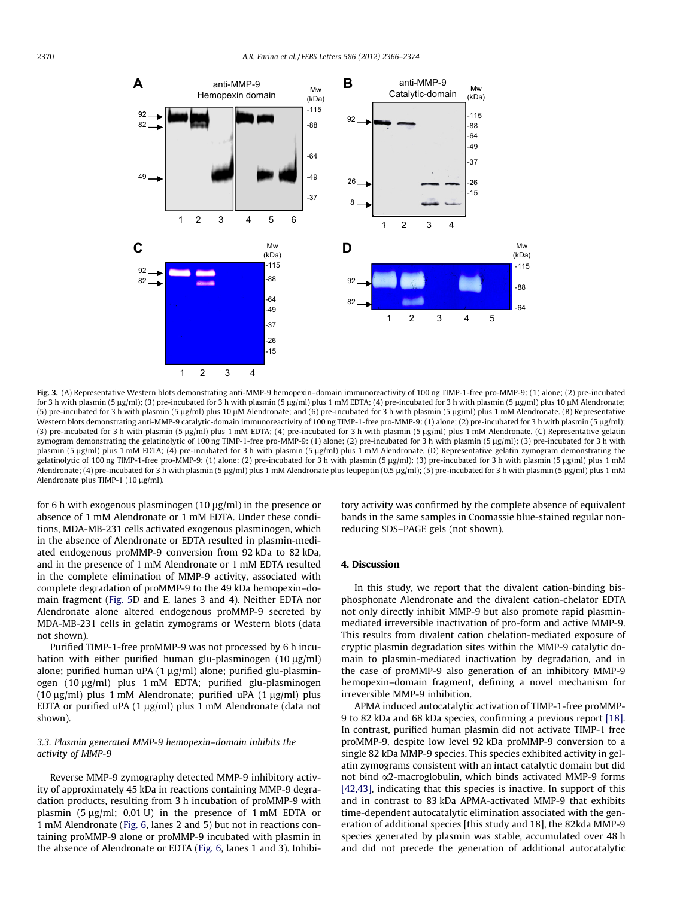**Fig. 3.** (A) Representative Western blots demonstrating anti-MMP-9 hemopexin–domain immunoreactivity of 100 ng TIMP-1-free pro-MMP-9: (1) alone; (2) pre-incubated for 3 h with plasmin (5 μg/ml); (3) pre-incubated for 3 h with plasmin (5 μg/ml) plus 1 mM EDTA; (4) pre-incubated for 3 h with plasmin (5 μg/ml) plus 10 μM Alendronate; (5) pre-incubated for 3 h with plasmin (5 μg/ml) plus 10 μM Alendronate; and (6) pre-incubated for 3 h with plasmin (5 μg/ml) plus 1 mM Alendronate. (B) Representative Western blots demonstrating anti-MMP-9 catalytic-domain immunoreactivity of 100 ng TIMP-1-free pro-MMP-9: (1) alone; (2) pre-incubated for 3 h with plasmin (5 μg/ml); (3) pre-incubated for 3 h with plasmin (5 μg/ml) plus 1 mM EDTA; (4) pre-incubated for 3 h with plasmin (5 μg/ml) plus 1 mM Alendronate. (C) Representative gelatin zymogram demonstrating the gelatinolytic of 100 ng TIMP-1-free pro-MMP-9: (1) alone; (2) pre-incubated for 3 h with plasmin (5 μg/ml); (3) pre-incubated for 3 h with plasmin (5 μg/ml) plus 1 mM EDTA; (4) pre-incubated for 3 h with plasmin (5 μg/ml) plus 1 mM Alendronate. (D) Representative gelatin zymogram demonstrating the gelatinolytic of 100 ng TIMP-1-free pro-MMP-9: (1) alone; (2) pre-incubated for 3 h with plasmin (5 μg/ml); (3) pre-incubated for 3 h with plasmin (5 μg/ml) plus 1 mM Alendronate; (4) pre-incubated for 3 h with plasmin (5 μg/ml) plus 1 mM Alendronate plus leupeptin (0.5 μg/ml); (5) pre-incubated for 3 h with plasmin (5 μg/ml) plus 1 mM Alendronate plus TIMP-1 (10 μg/ml).

for 6 h with exogenous plasminogen (10 μg/ml) in the presence or absence of 1 mM Alendronate or 1 mM EDTA. Under these conditions, MDA-MB-231 cells activated exogenous plasminogen, which in the absence of Alendronate or EDTA resulted in plasmin-mediated endogenous proMMP-9 conversion from 92 kDa to 82 kDa, and in the presence of 1 mM Alendronate or 1 mM EDTA resulted in the complete elimination of MMP-9 activity, associated with complete degradation of proMMP-9 to the 49 kDa hemopexin–domain fragment (Fig. 5D and E, lanes 3 and 4). Neither EDTA nor Alendronate alone altered endogenous proMMP-9 secreted by MDA-MB-231 cells in gelatin zymograms or Western blots (data not shown).

Purified TIMP-1-free proMMP-9 was not processed by 6 h incubation with either purified human glu-plasminogen (10 μg/ml) alone; purified human uPA (1 μg/ml) alone; purified glu-plasminogen (10 μg/ml) plus 1 mM EDTA; purified glu-plasminogen (10 μg/ml) plus 1 mM Alendronate; purified uPA (1 μg/ml) plus EDTA or purified uPA (1 μg/ml) plus 1 mM Alendronate (data not shown).

### 3.3. Plasmin generated MMP-9 hemopexin–domain inhibits the activity of MMP-9

Reverse MMP-9 zymography detected MMP-9 inhibitory activity of approximately 45 kDa in reactions containing MMP-9 degradation products, resulting from 3 h incubation of proMMP-9 with plasmin (5 μg/ml; 0.01 U) in the presence of 1 mM EDTA or 1 mM Alendronate (Fig. 6, lanes 2 and 5) but not in reactions containing proMMP-9 alone or proMMP-9 incubated with plasmin in the absence of Alendronate or EDTA (Fig. 6, lanes 1 and 3). Inhibitory activity was confirmed by the complete absence of equivalent bands in the same samples in Coomassie blue-stained regular non-reducing SDS–PAGE gels (not shown).

## 4. Discussion

In this study, we report that the divalent cation-binding bisphosphonate Alendronate and the divalent cation-chelator EDTA not only directly inhibit MMP-9 but also promote rapid plasmin-mediated irreversible inactivation of pro-form and active MMP-9. This results from divalent cation chelation-mediated exposure of cryptic plasmin degradation sites within the MMP-9 catalytic domain to plasmin-mediated inactivation by degradation, and in the case of proMMP-9 also generation of an inhibitory MMP-9 hemopexin–domain fragment, defining a novel mechanism for irreversible MMP-9 inhibition.

APMA induced autocatalytic activation of TIMP-1-free proMMP-9 to 82 kDa and 68 kDa species, confirming a previous report [18]. In contrast, purified human plasmin did not activate TIMP-1 free proMMP-9, despite low level 92 kDa proMMP-9 conversion to a single 82 kDa MMP-9 species. This species exhibited activity in gelatin zymograms consistent with an intact catalytic domain but did not bind α2-macroglobulin, which binds activated MMP-9 forms [42,43], indicating that this species is inactive. In support of this and in contrast to 83 kDa APMA-activated MMP-9 that exhibits time-dependent autocatalytic elimination associated with the generation of additional species [this study and 18], the 82kda MMP-9 species generated by plasmin was stable, accumulated over 48 h and did not precede the generation of additional autocatalytic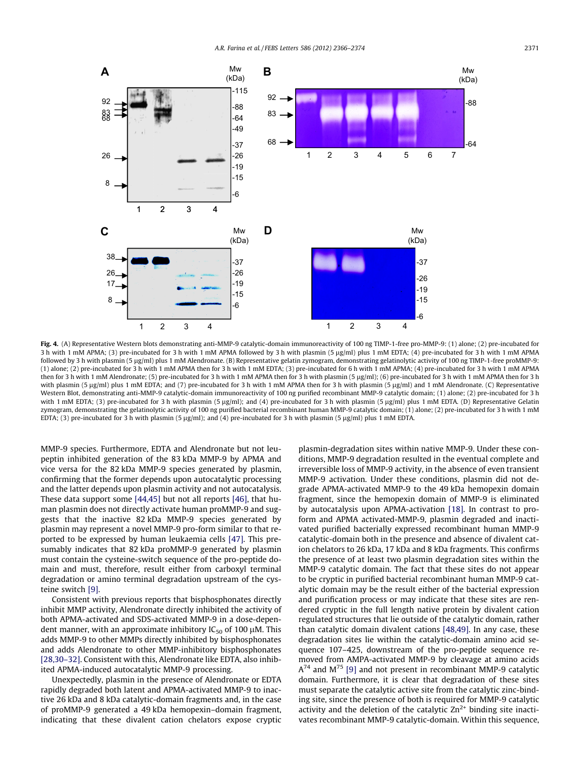**Fig. 4.** (A) Representative Western blots demonstrating anti-MMP-9 catalytic-domain immunoreactivity of 100 ng TIMP-1-free pro-MMP-9: (1) alone; (2) pre-incubated for 3 h with 1 mM APMA; (3) pre-incubated for 3 h with 1 mM APMA followed by 3 h with plasmin (5 μg/ml) plus 1 mM EDTA; (4) pre-incubated for 3 h with 1 mM APMA followed by 3 h with plasmin (5 μg/ml) plus 1 mM Alendronate. (B) Representative gelatin zymogram, demonstrating gelatinolytic activity of 100 ng TIMP-1-free proMMP-9: (1) alone; (2) pre-incubated for 3 h with 1 mM APMA then for 3 h with 1 mM EDTA; (3) pre-incubated for 6 h with 1 mM APMA; (4) pre-incubated for 3 h with 1 mM APMA then for 3 h with 1 mM Alendronate; (5) pre-incubated for 3 h with 1 mM APMA then for 3 h with plasmin (5 μg/ml); (6) pre-incubated for 3 h with 1 mM APMA then for 3 h with plasmin (5 μg/ml) plus 1 mM EDTA; and (7) pre-incubated for 3 h with 1 mM APMA then for 3 h with plasmin (5 μg/ml) and 1 mM Alendronate. (C) Representative Western Blot, demonstrating anti-MMP-9 catalytic-domain immunoreactivity of 100 ng purified recombinant MMP-9 catalytic domain; (1) alone; (2) pre-incubated for 3 h with 1 mM EDTA; (3) pre-incubated for 3 h with plasmin (5 μg/ml); and (4) pre-incubated for 3 h with plasmin (5 μg/ml) plus 1 mM EDTA. (D) Representative Gelatin zymogram, demonstrating the gelatinolytic activity of 100 ng purified bacterial recombinant human MMP-9 catalytic domain; (1) alone; (2) pre-incubated for 3 h with 1 mM EDTA; (3) pre-incubated for 3 h with plasmin (5 μg/ml); and (4) pre-incubated for 3 h with plasmin (5 μg/ml) plus 1 mM EDTA.

MMP-9 species. Furthermore, EDTA and Alendronate but not leupeptin inhibited generation of the 83 kDa MMP-9 by APMA and vice versa for the 82 kDa MMP-9 species generated by plasmin, confirming that the former depends upon autocatalytic processing and the latter depends upon plasmin activity and not autocatalysis. These data support some [44,45] but not all reports [46], that human plasmin does not directly activate human proMMP-9 and suggests that the inactive 82 kDa MMP-9 species generated by plasmin may represent a novel MMP-9 pro-form similar to that reported to be expressed by human leukaemia cells [47]. This presumably indicates that 82 kDa proMMP-9 generated by plasmin must contain the cysteine-switch sequence of the pro-peptide domain and must, therefore, result either from carboxyl terminal degradation or amino terminal degradation upstream of the cysteine switch [9].

Consistent with previous reports that bisphosphonates directly inhibit MMP activity, Alendronate directly inhibited the activity of both APMA-activated and SDS-activated MMP-9 in a dose-dependent manner, with an approximate inhibitory $IC_{50}$ of 100 μM. This adds MMP-9 to other MMPs directly inhibited by bisphosphonates and adds Alendronate to other MMP-inhibitory bisphosphonates [28,30–32]. Consistent with this, Alendronate like EDTA, also inhibited APMA-induced autocatalytic MMP-9 processing.

Unexpectedly, plasmin in the presence of Alendronate or EDTA rapidly degraded both latent and APMA-activated MMP-9 to inactive 26 kDa and 8 kDa catalytic-domain fragments and, in the case of proMMP-9 generated a 49 kDa hemopexin–domain fragment, indicating that these divalent cation chelators expose cryptic plasmin-degradation sites within native MMP-9. Under these conditions, MMP-9 degradation resulted in the eventual complete and irreversible loss of MMP-9 activity, in the absence of even transient MMP-9 activation. Under these conditions, plasmin did not degrade APMA-activated MMP-9 to the 49 kDa hemopexin domain fragment, since the hemopexin domain of MMP-9 is eliminated by autocatalysis upon APMA-activation [18]. In contrast to pro-form and APMA activated-MMP-9, plasmin degraded and inactivated purified bacterially expressed recombinant human MMP-9 catalytic-domain both in the presence and absence of divalent cation chelators to 26 kDa, 17 kDa and 8 kDa fragments. This confirms the presence of at least two plasmin degradation sites within the MMP-9 catalytic domain. The fact that these sites do not appear to be cryptic in purified bacterial recombinant human MMP-9 catalytic domain may be the result either of the bacterial expression and purification process or may indicate that these sites are rendered cryptic in the full length native protein by divalent cation regulated structures that lie outside of the catalytic domain, rather than catalytic domain divalent cations [48,49]. In any case, these degradation sites lie within the catalytic-domain amino acid sequence 107–425, downstream of the pro-peptide sequence removed from AMPA-activated MMP-9 by cleavage at amino acids $A^{74}$ and $M^{75}$ [9] and not present in recombinant MMP-9 catalytic domain. Furthermore, it is clear that degradation of these sites must separate the catalytic active site from the catalytic zinc-binding site, since the presence of both is required for MMP-9 catalytic activity and the deletion of the catalytic $Zn^{2+}$ binding site inactivates recombinant MMP-9 catalytic-domain. Within this sequence,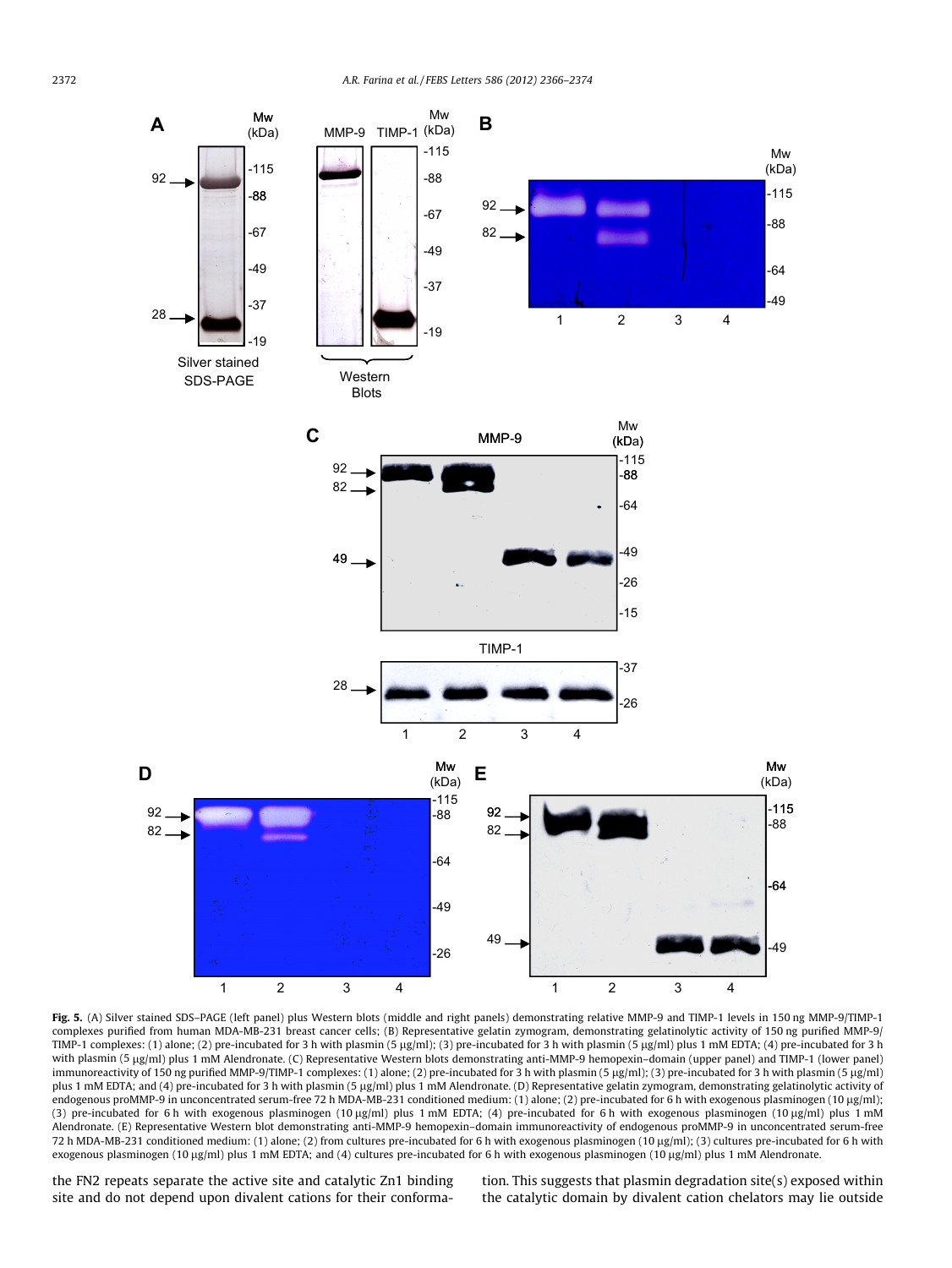**Fig. 5.** (A) Silver stained SDS–PAGE (left panel) plus Western blots (middle and right panels) demonstrating relative MMP-9 and TIMP-1 levels in 150 ng MMP-9/TIMP-1 complexes purified from human MDA-MB-231 breast cancer cells; (B) Representative gelatin zymogram, demonstrating gelatinolytic activity of 150 ng purified MMP-9/TIMP-1 complexes: (1) alone; (2) pre-incubated for 3 h with plasmin (5 μg/ml); (3) pre-incubated for 3 h with plasmin (5 μg/ml) plus 1 mM EDTA; (4) pre-incubated for 3 h with plasmin (5 μg/ml) plus 1 mM Alendronate. (C) Representative Western blots demonstrating anti-MMP-9 hemopexin–domain (upper panel) and TIMP-1 (lower panel) immunoreactivity of 150 ng purified MMP-9/TIMP-1 complexes: (1) alone; (2) pre-incubated for 3 h with plasmin (5 μg/ml); (3) pre-incubated for 3 h with plasmin (5 μg/ml) plus 1 mM EDTA; and (4) pre-incubated for 3 h with plasmin (5 μg/ml) plus 1 mM Alendronate. (D) Representative gelatin zymogram, demonstrating gelatinolytic activity of endogenous proMMP-9 in unconcentrated serum-free 72 h MDA-MB-231 conditioned medium: (1) alone; (2) pre-incubated for 6 h with exogenous plasminogen (10 μg/ml); (3) pre-incubated for 6 h with exogenous plasminogen (10 μg/ml) plus 1 mM EDTA; (4) pre-incubated for 6 h with exogenous plasminogen (10 μg/ml) plus 1 mM Alendronate. (E) Representative Western blot demonstrating anti-MMP-9 hemopexin–domain immunoreactivity of endogenous proMMP-9 in unconcentrated serum-free 72 h MDA-MB-231 conditioned medium: (1) alone; (2) from cultures pre-incubated for 6 h with exogenous plasminogen (10 μg/ml); (3) cultures pre-incubated for 6 h with exogenous plasminogen (10 μg/ml) plus 1 mM EDTA; and (4) cultures pre-incubated for 6 h with exogenous plasminogen (10 μg/ml) plus 1 mM Alendronate.

the FN2 repeats separate the active site and catalytic Zn1 binding site and do not depend upon divalent cations for their conformation. This suggests that plasmin degradation site(s) exposed within the catalytic domain by divalent cation chelators may lie outside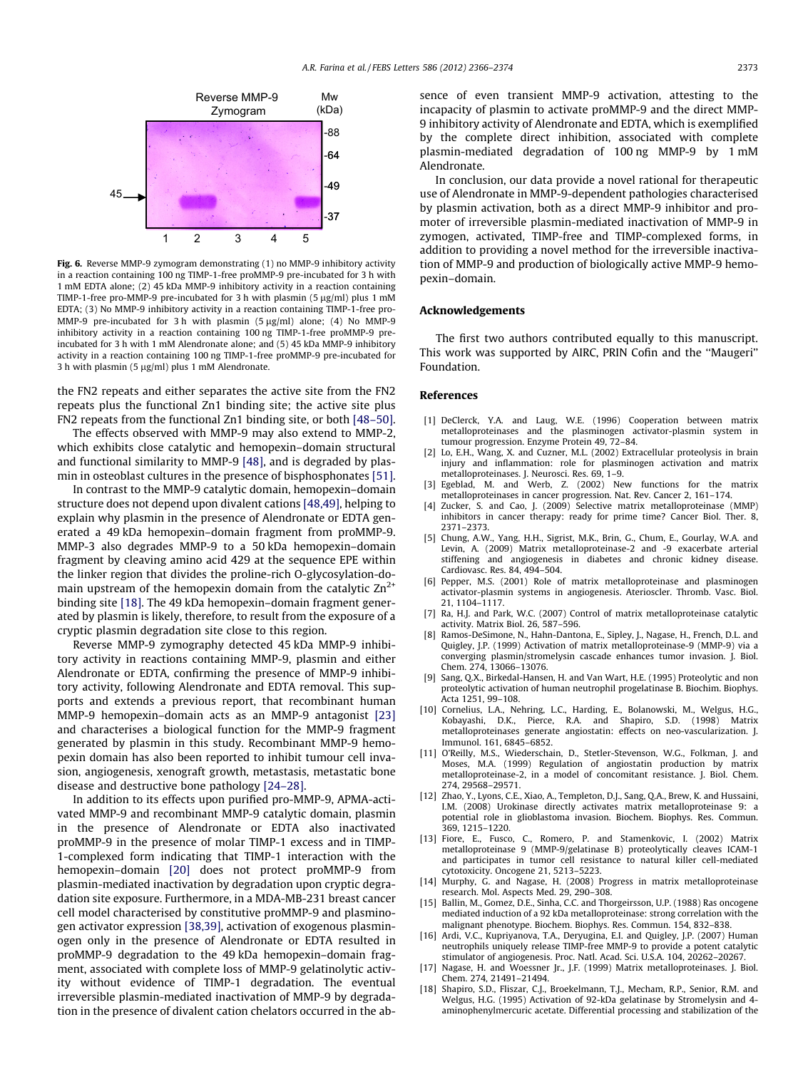Reverse MMP-9 Zymogram

**Fig. 6.** Reverse MMP-9 zymogram demonstrating (1) no MMP-9 inhibitory activity in a reaction containing 100 ng TIMP-1-free proMMP-9 pre-incubated for 3 h with 1 mM EDTA alone; (2) 45 kDa MMP-9 inhibitory activity in a reaction containing TIMP-1-free pro-MMP-9 pre-incubated for 3 h with plasmin (5 μg/ml) plus 1 mM EDTA; (3) No MMP-9 inhibitory activity in a reaction containing TIMP-1-free pro-MMP-9 pre-incubated for 3 h with plasmin (5 μg/ml) alone; (4) No MMP-9 inhibitory activity in a reaction containing 100 ng TIMP-1-free proMMP-9 pre-incubated for 3 h with 1 mM Alendronate alone; and (5) 45 kDa MMP-9 inhibitory activity in a reaction containing 100 ng TIMP-1-free proMMP-9 pre-incubated for 3 h with plasmin (5 μg/ml) plus 1 mM Alendronate.

the FN2 repeats and either separates the active site from the FN2 repeats plus the functional Zn1 binding site; the active site plus FN2 repeats from the functional Zn1 binding site, or both [48–50].

The effects observed with MMP-9 may also extend to MMP-2, which exhibits close catalytic and hemopexin–domain structural and functional similarity to MMP-9 [48], and is degraded by plasmin in osteoblast cultures in the presence of bisphosphonates [51].

In contrast to the MMP-9 catalytic domain, hemopexin–domain structure does not depend upon divalent cations [48,49], helping to explain why plasmin in the presence of Alendronate or EDTA generated a 49 kDa hemopexin–domain fragment from proMMP-9. MMP-3 also degrades MMP-9 to a 50 kDa hemopexin–domain fragment by cleaving amino acid 429 at the sequence EPE within the linker region that divides the proline-rich O-glycosylation-domain upstream of the hemopexin domain from the catalytic $Zn^{2+}$ binding site [18]. The 49 kDa hemopexin–domain fragment generated by plasmin is likely, therefore, to result from the exposure of a cryptic plasmin degradation site close to this region.

Reverse MMP-9 zymography detected 45 kDa MMP-9 inhibitory activity in reactions containing MMP-9, plasmin and either Alendronate or EDTA, confirming the presence of MMP-9 inhibitory activity, following Alendronate and EDTA removal. This supports and extends a previous report, that recombinant human MMP-9 hemopexin–domain acts as an MMP-9 antagonist [23] and characterises a biological function for the MMP-9 fragment generated by plasmin in this study. Recombinant MMP-9 hemopexin domain has also been reported to inhibit tumour cell invasion, angiogenesis, xenograft growth, metastasis, metastatic bone disease and destructive bone pathology [24–28].

In addition to its effects upon purified pro-MMP-9, APMA-activated MMP-9 and recombinant MMP-9 catalytic domain, plasmin in the presence of Alendronate or EDTA also inactivated proMMP-9 in the presence of molar TIMP-1 excess and in TIMP-1-complexed form indicating that TIMP-1 interaction with the hemopexin–domain [20] does not protect proMMP-9 from plasmin-mediated inactivation by degradation upon cryptic degradation site exposure. Furthermore, in a MDA-MB-231 breast cancer cell model characterised by constitutive proMMP-9 and plasminogen activator expression [38,39], activation of exogenous plasminogen only in the presence of Alendronate or EDTA resulted in proMMP-9 degradation to the 49 kDa hemopexin–domain fragment, associated with complete loss of MMP-9 gelatinolytic activity without evidence of TIMP-1 degradation. The eventual irreversible plasmin-mediated inactivation of MMP-9 by degradation in the presence of divalent cation chelators occurred in the absence of even transient MMP-9 activation, attesting to the incapacity of plasmin to activate proMMP-9 and the direct MMP-9 inhibitory activity of Alendronate and EDTA, which is exemplified by the complete direct inhibition, associated with complete plasmin-mediated degradation of 100 ng MMP-9 by 1 mM Alendronate.

In conclusion, our data provide a novel rational for therapeutic use of Alendronate in MMP-9-dependent pathologies characterised by plasmin activation, both as a direct MMP-9 inhibitor and promoter of irreversible plasmin-mediated inactivation of MMP-9 in zymogen, activated, TIMP-free and TIMP-complexed forms, in addition to providing a novel method for the irreversible inactivation of MMP-9 and production of biologically active MMP-9 hemopexin–domain.

## Acknowledgements

The first two authors contributed equally to this manuscript. This work was supported by AIRC, PRIN Cofin and the "Maugeri" Foundation.

## References

[1] DeClerck, Y.A. and Laug, W.E. (1996) Cooperation between matrix metalloproteinases and the plasminogen activator-plasmin system in tumour progression. Enzyme Protein 49, 72–84.

[2] Lo, E.H., Wang, X. and Cuzner, M.L. (2002) Extracellular proteolysis in brain injury and inflammation: role for plasminogen activation and matrix metalloproteinases. J. Neurosci. Res. 69, 1–9.

[3] Egeblad, M. and Werb, Z. (2002) New functions for the matrix metalloproteinases in cancer progression. Nat. Rev. Cancer 2, 161–174.

[4] Zucker, S. and Cao, J. (2009) Selective matrix metalloproteinase (MMP) inhibitors in cancer therapy: ready for prime time? Cancer Biol. Ther. 8, 2371–2373.

[5] Chung, A.W., Yang, H.H., Sigrist, M.K., Brin, G., Chum, E., Gourlay, W.A. and Levin, A. (2009) Matrix metalloproteinase-2 and -9 exacerbate arterial stiffening and angiogenesis in diabetes and chronic kidney disease. Cardiovasc. Res. 84, 494–504.

[6] Pepper, M.S. (2001) Role of matrix metalloproteinase and plasminogen activator-plasmin systems in angiogenesis. Aterioscler. Thromb. Vasc. Biol. 21, 1104–1117.

[7] Ra, H.J. and Park, W.C. (2007) Control of matrix metalloproteinase catalytic activity. Matrix Biol. 26, 587–596.

[8] Ramos-DeSimone, N., Hahn-Dantona, E., Sipley, J., Nagase, H., French, D.L. and Quigley, J.P. (1999) Activation of matrix metalloproteinase-9 (MMP-9) via a converging plasmin/stromelysin cascade enhances tumor invasion. J. Biol. Chem. 274, 13066–13076.

[9] Sang, Q.X., Birkedal-Hansen, H. and Van Wart, H.E. (1995) Proteolytic and non proteolytic activation of human neutrophil progelatinase B. Biochim. Biophys. Acta 1251, 99–108.

[10] Cornelius, L.A., Nehring, L.C., Harding, E., Bolanowski, M., Welgus, H.G., Kobayashi, D.K., Pierce, R.A. and Shapiro, S.D. (1998) Matrix metalloproteinases generate angiostatin: effects on neo-vascularization. J. Immunol. 161, 6845–6852.

[11] O'Reilly, M.S., Wiederschain, D., Stetler-Stevenson, W.G., Folkman, J. and Moses, M.A. (1999) Regulation of angiostatin production by matrix metalloproteinase-2, in a model of concomitant resistance. J. Biol. Chem. 274, 29568–29571.

[12] Zhao, Y., Lyons, C.E., Xiao, A., Templeton, D.J., Sang, Q.A., Brew, K. and Hussaini, I.M. (2008) Urokinase directly activates matrix metalloproteinase 9: a potential role in glioblastoma invasion. Biochem. Biophys. Res. Commun. 369, 1215–1220.

[13] Fiore, E., Fusco, C., Romero, P. and Stamenkovic, I. (2002) Matrix metalloproteinase 9 (MMP-9/gelatinase B) proteolytically cleaves ICAM-1 and participates in tumor cell resistance to natural killer cell-mediated cytotoxicity. Oncogene 21, 5213–5223.

[14] Murphy, G. and Nagase, H. (2008) Progress in matrix metalloproteinase research. Mol. Aspects Med. 29, 290–308.

[15] Ballin, M., Gomez, D.E., Sinha, C.C. and Thorgeirsson, U.P. (1988) Ras oncogene mediated induction of a 92 kDa metalloproteinase: strong correlation with the malignant phenotype. Biochem. Biophys. Res. Commun. 154, 832–838.

[16] Ardi, V.C., Kupriyanova, T.A., Deryugina, E.I. and Quigley, J.P. (2007) Human neutrophils uniquely release TIMP-free MMP-9 to provide a potent catalytic stimulator of angiogenesis. Proc. Natl. Acad. Sci. U.S.A. 104, 20262–20267.

[17] Nagase, H. and Woessner Jr., J.F. (1999) Matrix metalloproteinases. J. Biol. Chem. 274, 21491–21494.

[18] Shapiro, S.D., Fliszar, C.J., Broekelmann, T.J., Mecham, R.P., Senior, R.M. and Welgus, H.G. (1995) Activation of 92-kDa gelatinase by Stromelysin and 4-aminophenylmercuric acetate. Differential processing and stabilization of the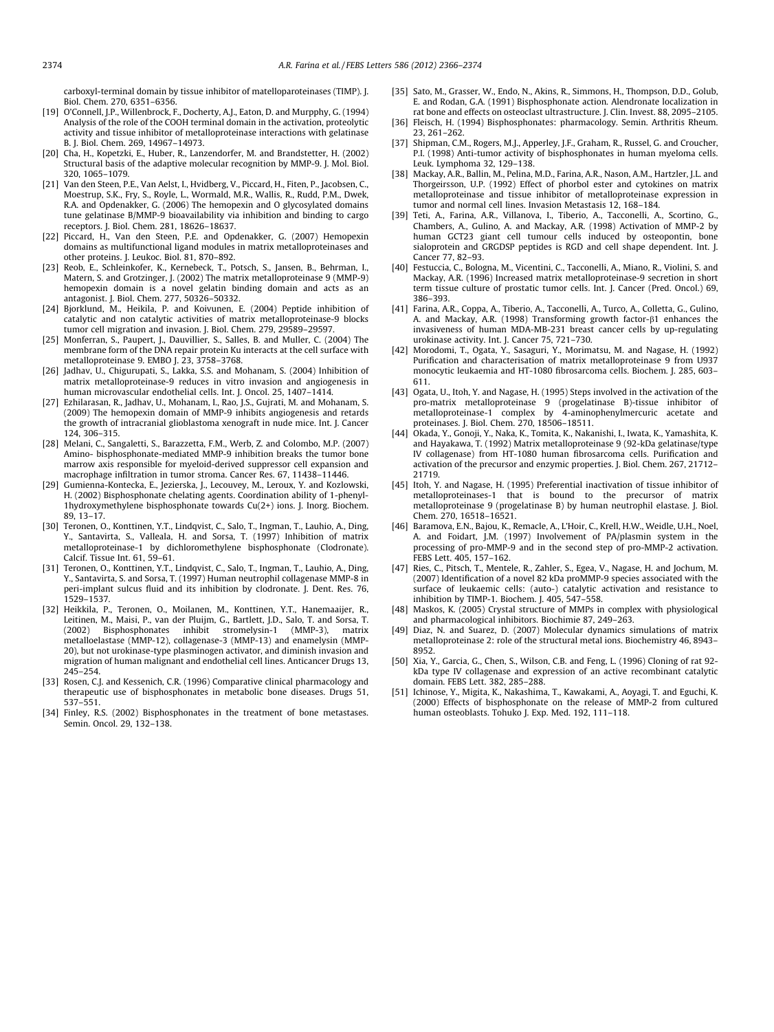carboxyl-terminal domain by tissue inhibitor of matelloparoteinases (TIMP). J. Biol. Chem. 270, 6351–6356.

[19] O'Connell, J.P., Willenbrock, F., Docherty, A.J., Eaton, D. and Murpphy, G. (1994) Analysis of the role of the COOH terminal domain in the activation, proteolytic activity and tissue inhibitor of metalloproteinase interactions with gelatinase B. J. Biol. Chem. 269, 14967–14973.

[20] Cha, H., Kopetzki, E., Huber, R., Lanzendorfer, M. and Brandstetter, H. (2002) Structural basis of the adaptive molecular recognition by MMP-9. J. Mol. Biol. 320, 1065–1079.

[21] Van den Steen, P.E., Van Aelst, I., Hvidberg, V., Piccard, H., Fiten, P., Jacobsen, C., Moestrup, S.K., Fry, S., Royle, L., Wormald, M.R., Wallis, R., Rudd, P.M., Dwek, R.A. and Opdenakker, G. (2006) The hemopexin and O glycosylated domains tune gelatinase B/MMP-9 bioavailability via inhibition and binding to cargo receptors. J. Biol. Chem. 281, 18626–18637.

[22] Piccard, H., Van den Steen, P.E. and Opdenakker, G. (2007) Hemopexin domains as multifunctional ligand modules in matrix metalloproteinases and other proteins. J. Leukoc. Biol. 81, 870–892.

[23] Reob, E., Schleinkofer, K., Kernebeck, T., Potsch, S., Jansen, B., Behrman, I., Matern, S. and Grotzinger, J. (2002) The matrix metalloproteinase 9 (MMP-9) hemopexin domain is a novel gelatin binding domain and acts as an antagonist. J. Biol. Chem. 277, 50326–50332.

[24] Bjorklund, M., Heikila, P. and Koivunen, E. (2004) Peptide inhibition of catalytic and non catalytic activities of matrix metalloproteinase-9 blocks tumor cell migration and invasion. J. Biol. Chem. 279, 29589–29597.

[25] Monferran, S., Paupert, J., Dauvillier, S., Salles, B. and Muller, C. (2004) The membrane form of the DNA repair protein Ku interacts at the cell surface with metalloproteinase 9. EMBO J. 23, 3758–3768.

[26] Jadhav, U., Chigurupati, S., Lakka, S.S. and Mohanam, S. (2004) Inhibition of matrix metalloproteinase-9 reduces in vitro invasion and angiogenesis in human microvascular endothelial cells. Int. J. Oncol. 25, 1407–1414.

[27] Ezhilarasan, R., Jadhav, U., Mohanam, I., Rao, J.S., Gujrati, M. and Mohanam, S. (2009) The hemopexin domain of MMP-9 inhibits angiogenesis and retards the growth of intracranial glioblastoma xenograft in nude mice. Int. J. Cancer 124, 306–315.

[28] Melani, C., Sangaletti, S., Barazzetta, F.M., Werb, Z. and Colombo, M.P. (2007) Amino- bisphosphonate-mediated MMP-9 inhibition breaks the tumor bone marrow axis responsible for myeloid-derived suppressor cell expansion and macrophage infiltration in tumor stroma. Cancer Res. 67, 11438–11446.

[29] Gumienna-Kontecka, E., Jezierska, J., Lecouvey, M., Leroux, Y. and Kozlowski, H. (2002) Bisphosphonate chelating agents. Coordination ability of 1-phenyl-1hydroxymethylene bisphosphonate towards Cu(2+) ions. J. Inorg. Biochem. 89, 13–17.

[30] Teronen, O., Konttinen, Y.T., Lindqvist, C., Salo, T., Ingman, T., Lauhio, A., Ding, Y., Santavirta, S., Valleala, H. and Sorsa, T. (1997) Inhibition of matrix metalloproteinase-1 by dichloromethylene bisphosphonate (Clodronate). Calcif. Tissue Int. 61, 59–61.

[31] Teronen, O., Konttinen, Y.T., Lindqvist, C., Salo, T., Ingman, T., Lauhio, A., Ding, Y., Santavirta, S. and Sorsa, T. (1997) Human neutrophil collagenase MMP-8 in peri-implant sulcus fluid and its inhibition by clodronate. J. Dent. Res. 76, 1529–1537.

[32] Heikkila, P., Teronen, O., Moilanen, M., Konttinen, Y.T., Hanemaaijer, R., Leitinen, M., Maisi, P., van der Pluijm, G., Bartlett, J.D., Salo, T. and Sorsa, T. (2002) Bisphosphonates inhibit stromelysin-1 (MMP-3), matrix metalloelastase (MMP-12), collagenase-3 (MMP-13) and enamelysin (MMP-20), but not urokinase-type plasminogen activator, and diminish invasion and migration of human malignant and endothelial cell lines. Anticancer Drugs 13, 245–254.

[33] Rosen, C.J. and Kessenich, C.R. (1996) Comparative clinical pharmacology and therapeutic use of bisphosphonates in metabolic bone diseases. Drugs 51, 537–551.

[34] Finley, R.S. (2002) Bisphosphonates in the treatment of bone metastases. Semin. Oncol. 29, 132–138.

[35] Sato, M., Grasser, W., Endo, N., Akins, R., Simmons, H., Thompson, D.D., Golub, E. and Rodan, G.A. (1991) Bisphosphonate action. Alendronate localization in rat bone and effects on osteoclast ultrastructure. J. Clin. Invest. 88, 2095–2105.

[36] Fleisch, H. (1994) Bisphosphonates: pharmacology. Semin. Arthritis Rheum. 23, 261–262.

[37] Shipman, C.M., Rogers, M.J., Apperley, J.F., Graham, R., Russel, G. and Croucher, P.I. (1998) Anti-tumor activity of bisphosphonates in human myeloma cells. Leuk. Lymphoma 32, 129–138.

[38] Mackay, A.R., Ballin, M., Pelina, M.D., Farina, A.R., Nason, A.M., Hartzler, J.L. and Thorgeirsson, U.P. (1992) Effect of phorbol ester and cytokines on matrix metalloproteinase and tissue inhibitor of metalloproteinase expression in tumor and normal cell lines. Invasion Metastasis 12, 168–184.

[39] Teti, A., Farina, A.R., Villanova, I., Tiberio, A., Tacconelli, A., Scortino, G., Chambers, A., Gulino, A. and Mackay, A.R. (1998) Activation of MMP-2 by human GCT23 giant cell tumour cells induced by osteopontin, bone sialoprotein and GRGDSP peptides is RGD and cell shape dependent. Int. J. Cancer 77, 82–93.

[40] Festuccia, C., Bologna, M., Vicentini, C., Tacconelli, A., Miano, R., Violini, S. and Mackay, A.R. (1996) Increased matrix metalloproteinase-9 secretion in short term tissue culture of prostatic tumor cells. Int. J. Cancer (Pred. Oncol.) 69, 386–393.

[41] Farina, A.R., Coppa, A., Tiberio, A., Tacconelli, A., Turco, A., Colletta, G., Gulino, A. and Mackay, A.R. (1998) Transforming growth factor-β1 enhances the invasiveness of human MDA-MB-231 breast cancer cells by up-regulating urokinase activity. Int. J. Cancer 75, 721–730.

[42] Morodomi, T., Ogata, Y., Sasaguri, Y., Morimatsu, M. and Nagase, H. (1992) Purification and characterisation of matrix metalloproteinase 9 from U937 monocytic leukaemia and HT-1080 fibrosarcoma cells. Biochem. J. 285, 603–611.

[43] Ogata, U., Itoh, Y. and Nagase, H. (1995) Steps involved in the activation of the pro-matrix metalloproteinase 9 (progelatinase B)-tissue inhibitor of metalloproteinase-1 complex by 4-aminophenylmercuric acetate and proteinases. J. Biol. Chem. 270, 18506–18511.

[44] Okada, Y., Gonoji, Y., Naka, K., Tomita, K., Nakanishi, I., Iwata, K., Yamashita, K. and Hayakawa, T. (1992) Matrix metalloproteinase 9 (92-kDa gelatinase/type IV collagenase) from HT-1080 human fibrosarcoma cells. Purification and activation of the precursor and enzymic properties. J. Biol. Chem. 267, 21712–21719.

[45] Itoh, Y. and Nagase, H. (1995) Preferential inactivation of tissue inhibitor of metalloproteinases-1 that is bound to the precursor of matrix metalloproteinase 9 (progelatinase B) by human neutrophil elastase. J. Biol. Chem. 270, 16518–16521.

[46] Baramova, E.N., Bajou, K., Remacle, A., L'Hoir, C., Krell, H.W., Weidle, U.H., Noel, A. and Foidart, J.M. (1997) Involvement of PA/plasmin system in the processing of pro-MMP-9 and in the second step of pro-MMP-2 activation. FEBS Lett. 405, 157–162.

[47] Ries, C., Pitsch, T., Mentele, R., Zahler, S., Egea, V., Nagase, H. and Jochum, M. (2007) Identification of a novel 82 kDa proMMP-9 species associated with the surface of leukaemic cells: (auto-) catalytic activation and resistance to inhibition by TIMP-1. Biochem. J. 405, 547–558.

[48] Maskos, K. (2005) Crystal structure of MMPs in complex with physiological and pharmacological inhibitors. Biochimie 87, 249–263.

[49] Diaz, N. and Suarez, D. (2007) Molecular dynamics simulations of matrix metalloproteinase 2: role of the structural metal ions. Biochemistry 46, 8943–8952.

[50] Xia, Y., Garcia, G., Chen, S., Wilson, C.B. and Feng, L. (1996) Cloning of rat 92-kDa type IV collagenase and expression of an active recombinant catalytic domain. FEBS Lett. 382, 285–288.

[51] Ichinose, Y., Migita, K., Nakashima, T., Kawakami, A., Aoyagi, T. and Eguchi, K. (2000) Effects of bisphosphonate on the release of MMP-2 from cultured human osteoblasts. Tohuko J. Exp. Med. 192, 111–118.